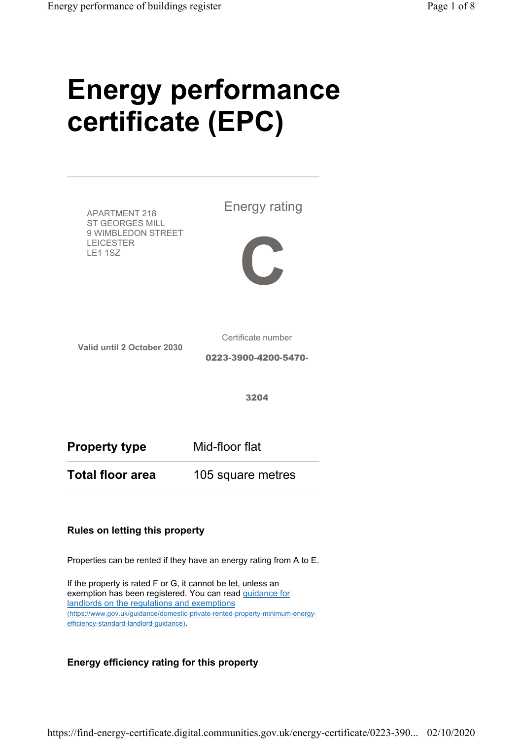# Energy performance certificate (EPC)

APARTMENT 218
ST GEORGES MILL
9 WIMBLEDON STREET
LEICESTER
LE1 1SZ

Energy rating

**C**

**Valid until 2 October 2030**

Certificate number

**0223-3900-4200-5470-3204**

| | |
|---|---|
| **Property type** | Mid-floor flat |
| **Total floor area** | 105 square metres |

### Rules on letting this property

Properties can be rented if they have an energy rating from A to E.

If the property is rated F or G, it cannot be let, unless an exemption has been registered. You can read [guidance for landlords on the regulations and exemptions](https://www.gov.uk/guidance/domestic-private-rented-property-minimum-energy-efficiency-standard-landlord-guidance) (https://www.gov.uk/guidance/domestic-private-rented-property-minimum-energy-efficiency-standard-landlord-guidance).

### Energy efficiency rating for this property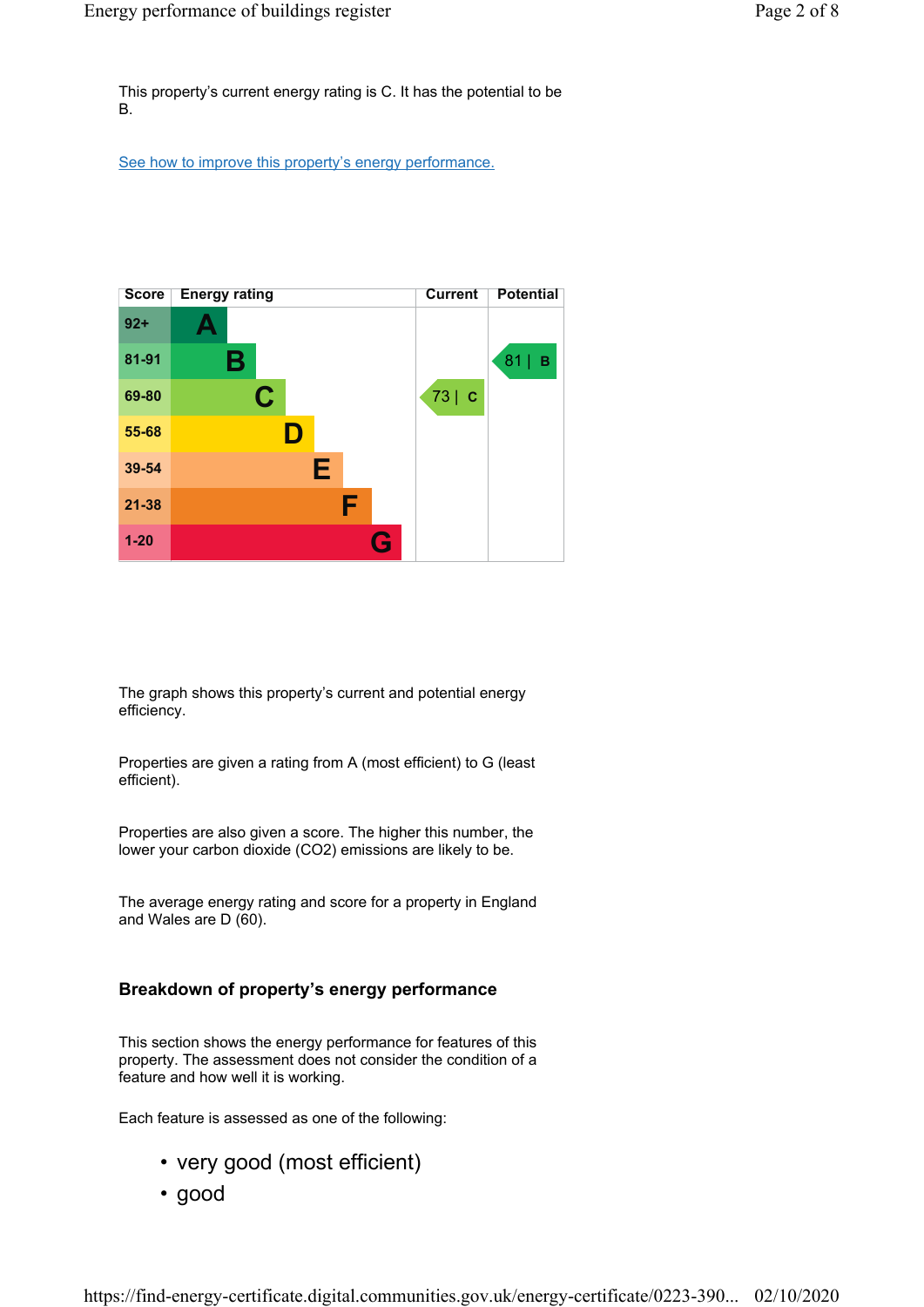This property's current energy rating is C. It has the potential to be B.

[See how to improve this property's energy performance.]

| Score | Energy rating | Current | Potential |
|---|---|---|---|
| 92+ | A | | |
| 81-91 | B | | 81 \| B |
| 69-80 | C | 73 \| C | |
| 55-68 | D | | |
| 39-54 | E | | |
| 21-38 | F | | |
| 1-20 | G | | |

The graph shows this property's current and potential energy efficiency.

Properties are given a rating from A (most efficient) to G (least efficient).

Properties are also given a score. The higher this number, the lower your carbon dioxide ($CO_2$) emissions are likely to be.

The average energy rating and score for a property in England and Wales are D (60).

## Breakdown of property's energy performance

This section shows the energy performance for features of this property. The assessment does not consider the condition of a feature and how well it is working.

Each feature is assessed as one of the following:

- very good (most efficient)
- good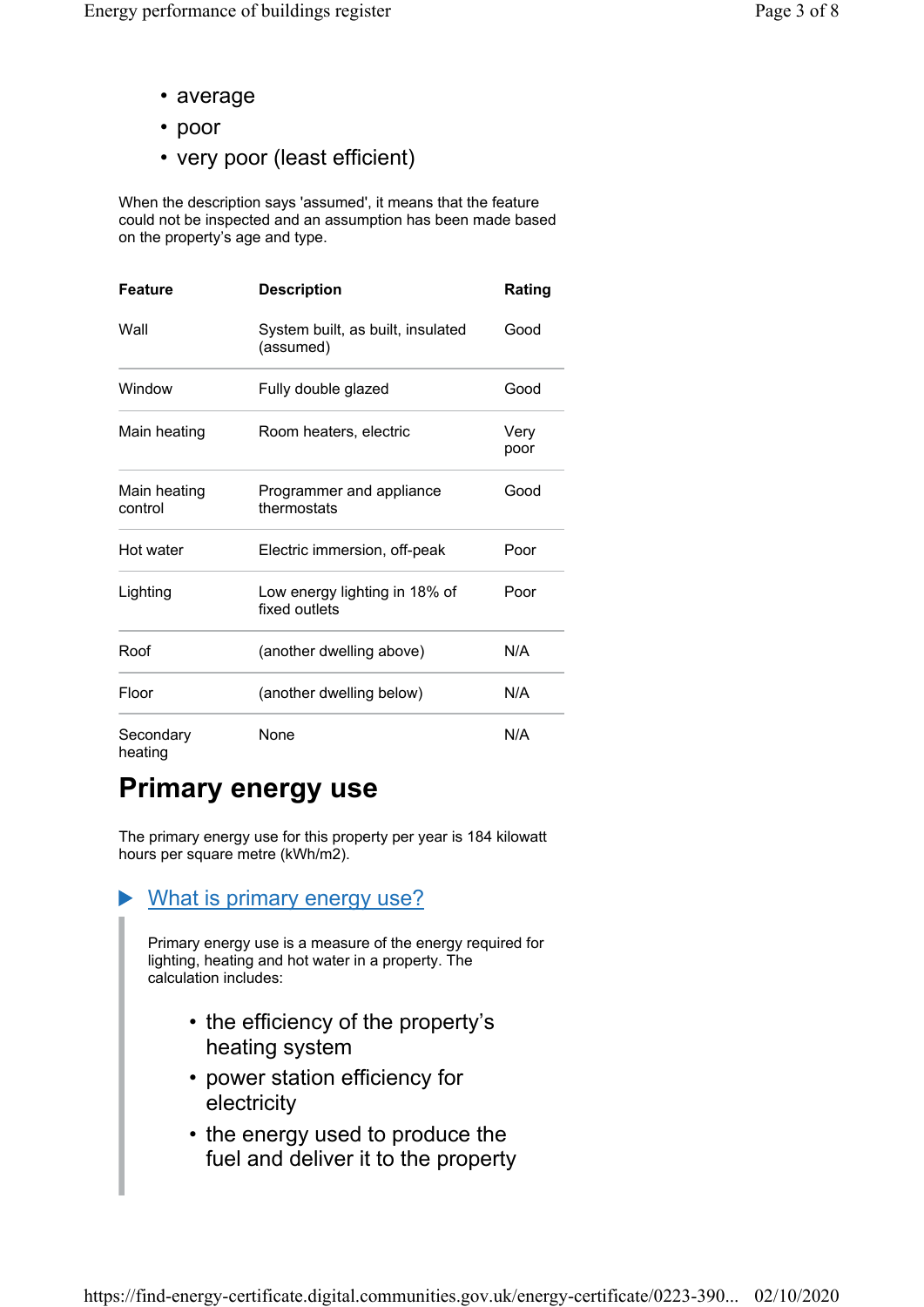- average
- poor
- very poor (least efficient)

When the description says 'assumed', it means that the feature could not be inspected and an assumption has been made based on the property's age and type.

| Feature | Description | Rating |
|---|---|---|
| Wall | System built, as built, insulated (assumed) | Good |
| Window | Fully double glazed | Good |
| Main heating | Room heaters, electric | Very poor |
| Main heating control | Programmer and appliance thermostats | Good |
| Hot water | Electric immersion, off-peak | Poor |
| Lighting | Low energy lighting in 18% of fixed outlets | Poor |
| Roof | (another dwelling above) | N/A |
| Floor | (another dwelling below) | N/A |
| Secondary heating | None | N/A |

## Primary energy use

The primary energy use for this property per year is 184 kilowatt hours per square metre (kWh/m2).

### What is primary energy use?

Primary energy use is a measure of the energy required for lighting, heating and hot water in a property. The calculation includes:

- the efficiency of the property's heating system
- power station efficiency for electricity
- the energy used to produce the fuel and deliver it to the property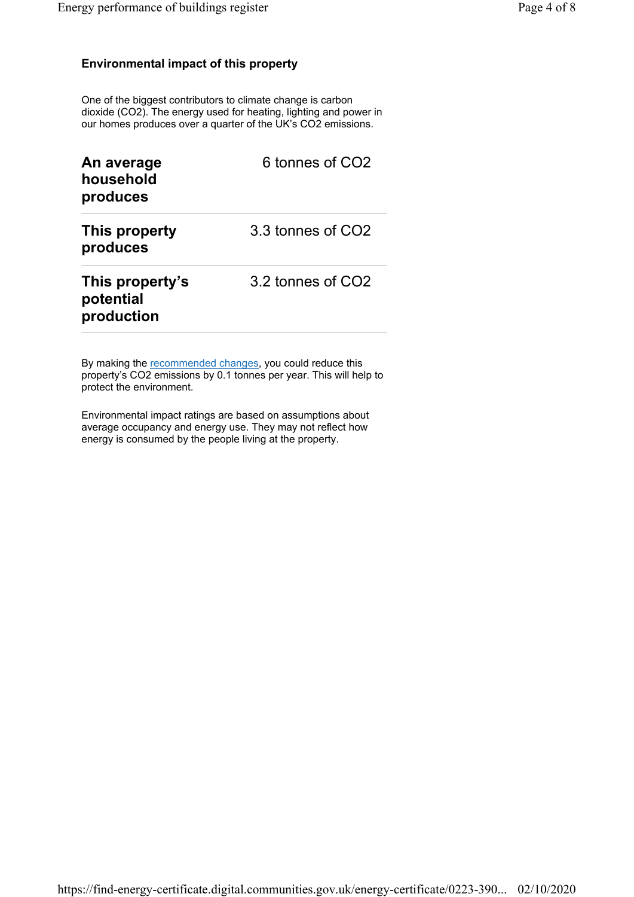## Environmental impact of this property

One of the biggest contributors to climate change is carbon dioxide ($CO_2$). The energy used for heating, lighting and power in our homes produces over a quarter of the UK's $CO_2$ emissions.

| | |
|---|---|
| **An average household produces** | 6 tonnes of $CO_2$ |
| **This property produces** | 3.3 tonnes of $CO_2$ |
| **This property's potential production** | 3.2 tonnes of $CO_2$ |

By making the recommended changes, you could reduce this property's $CO_2$ emissions by 0.1 tonnes per year. This will help to protect the environment.

Environmental impact ratings are based on assumptions about average occupancy and energy use. They may not reflect how energy is consumed by the people living at the property.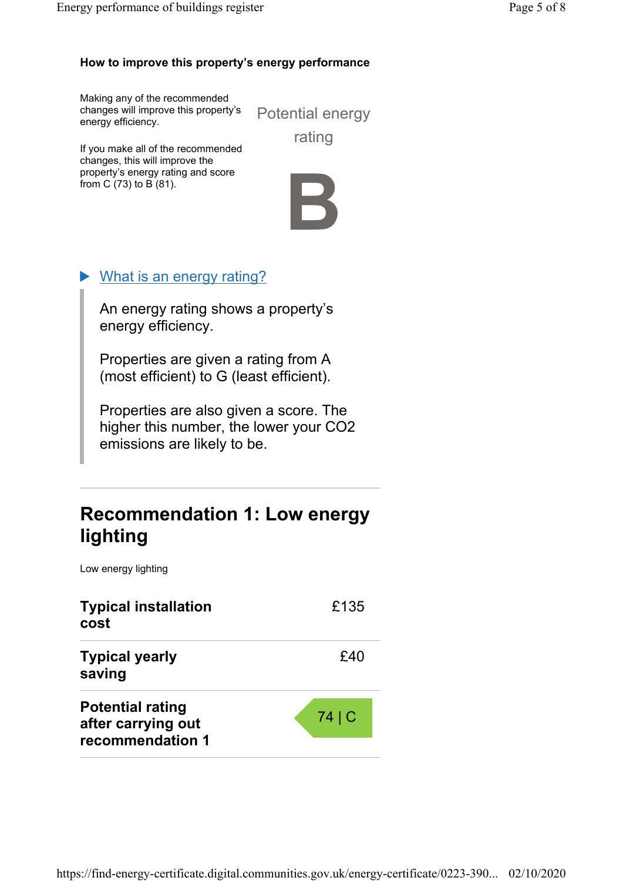### How to improve this property's energy performance

Making any of the recommended changes will improve this property's energy efficiency.

If you make all of the recommended changes, this will improve the property's energy rating and score from C (73) to B (81).

Potential energy rating

**B**

▶ What is an energy rating?

> An energy rating shows a property's energy efficiency.
>
> Properties are given a rating from A (most efficient) to G (least efficient).
>
> Properties are also given a score. The higher this number, the lower your CO2 emissions are likely to be.

---

## Recommendation 1: Low energy lighting

Low energy lighting

| | |
|---|---|
| **Typical installation cost** | £135 |
| **Typical yearly saving** | £40 |
| **Potential rating after carrying out recommendation 1** | 74 \| C |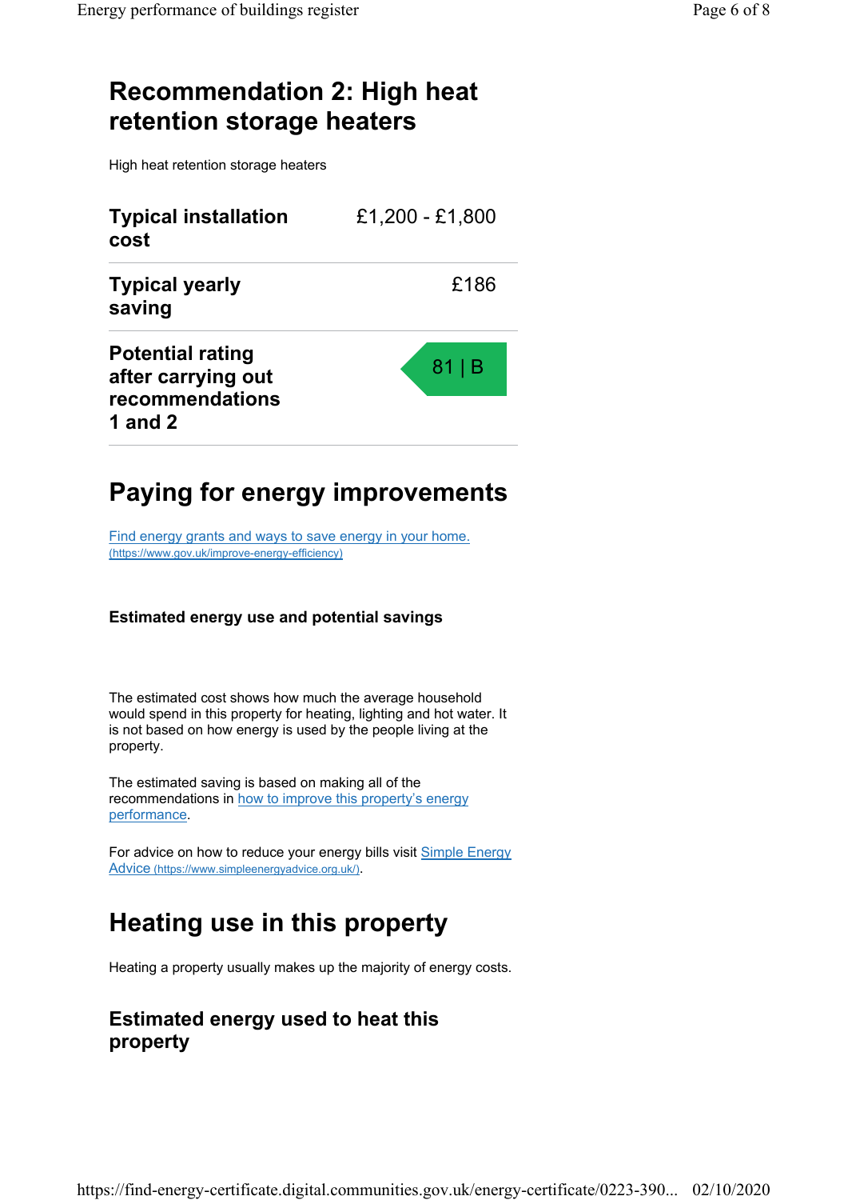## Recommendation 2: High heat retention storage heaters

High heat retention storage heaters

| | |
|---|---|
| **Typical installation cost** | £1,200 - £1,800 |
| **Typical yearly saving** | £186 |
| **Potential rating after carrying out recommendations 1 and 2** | 81 \| B |

## Paying for energy improvements

[Find energy grants and ways to save energy in your home. (https://www.gov.uk/improve-energy-efficiency)](https://www.gov.uk/improve-energy-efficiency)

#### Estimated energy use and potential savings

The estimated cost shows how much the average household would spend in this property for heating, lighting and hot water. It is not based on how energy is used by the people living at the property.

The estimated saving is based on making all of the recommendations in how to improve this property's energy performance.

For advice on how to reduce your energy bills visit [Simple Energy Advice (https://www.simpleenergyadvice.org.uk/)](https://www.simpleenergyadvice.org.uk/).

## Heating use in this property

Heating a property usually makes up the majority of energy costs.

### Estimated energy used to heat this property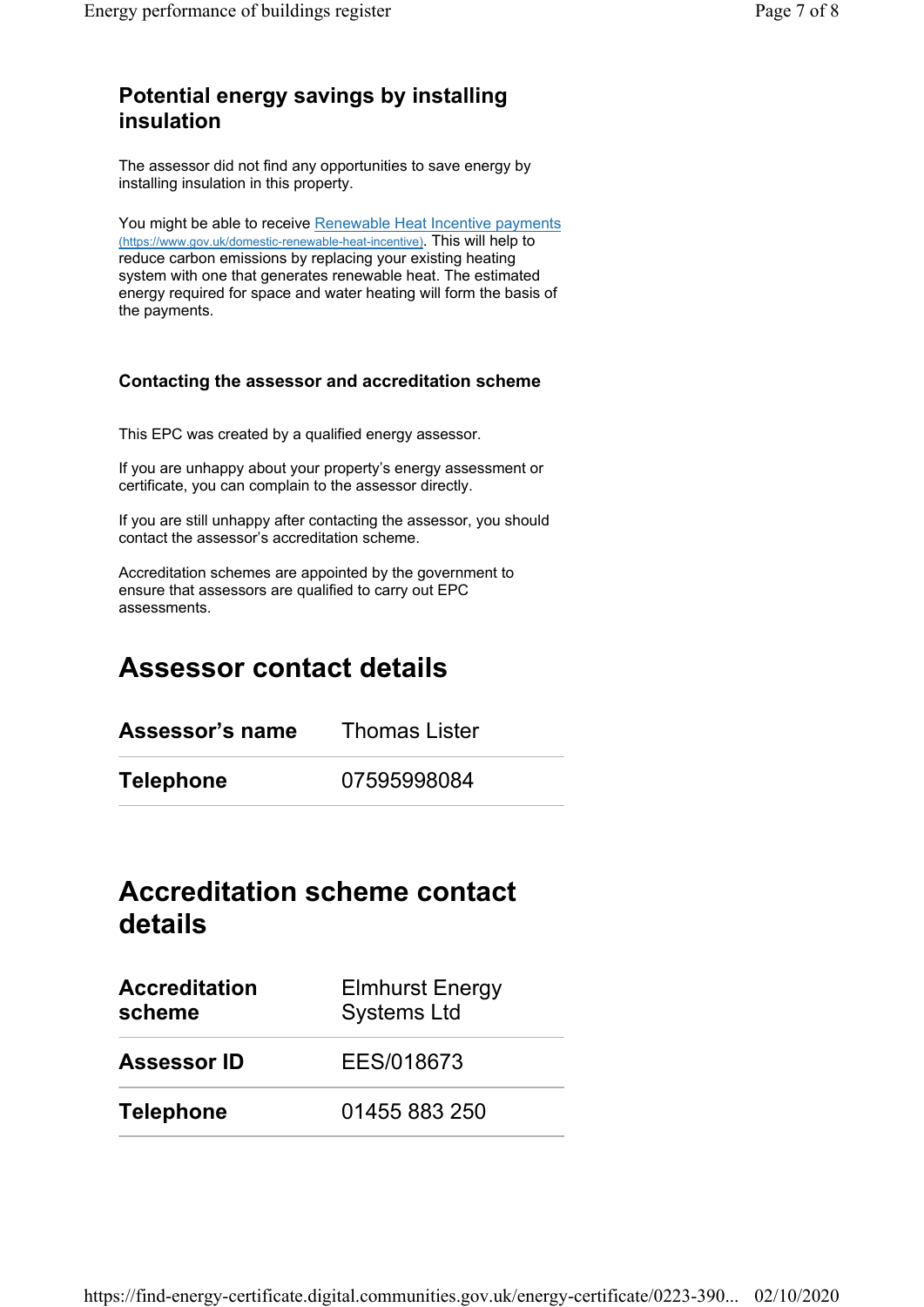### Potential energy savings by installing insulation

The assessor did not find any opportunities to save energy by installing insulation in this property.

You might be able to receive [Renewable Heat Incentive payments (https://www.gov.uk/domestic-renewable-heat-incentive)](https://www.gov.uk/domestic-renewable-heat-incentive). This will help to reduce carbon emissions by replacing your existing heating system with one that generates renewable heat. The estimated energy required for space and water heating will form the basis of the payments.

#### Contacting the assessor and accreditation scheme

This EPC was created by a qualified energy assessor.

If you are unhappy about your property's energy assessment or certificate, you can complain to the assessor directly.

If you are still unhappy after contacting the assessor, you should contact the assessor's accreditation scheme.

Accreditation schemes are appointed by the government to ensure that assessors are qualified to carry out EPC assessments.

## Assessor contact details

| | |
|---|---|
| **Assessor's name** | Thomas Lister |
| **Telephone** | 07595998084 |

## Accreditation scheme contact details

| | |
|---|---|
| **Accreditation scheme** | Elmhurst Energy Systems Ltd |
| **Assessor ID** | EES/018673 |
| **Telephone** | 01455 883 250 |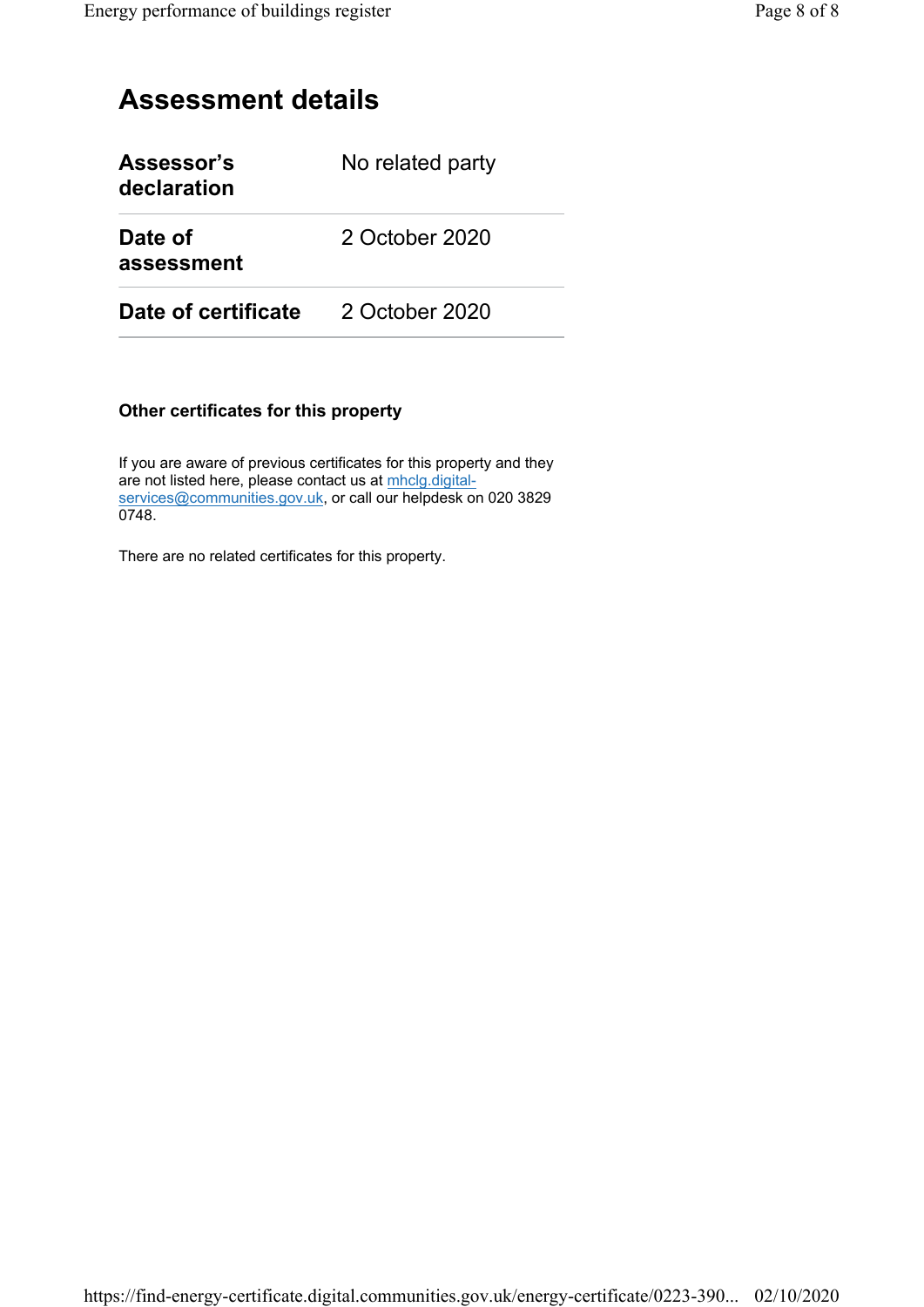## Assessment details

| | |
|---|---|
| **Assessor's declaration** | No related party |
| **Date of assessment** | 2 October 2020 |
| **Date of certificate** | 2 October 2020 |

### Other certificates for this property

If you are aware of previous certificates for this property and they are not listed here, please contact us at mhclg.digital-services@communities.gov.uk, or call our helpdesk on 020 3829 0748.

There are no related certificates for this property.